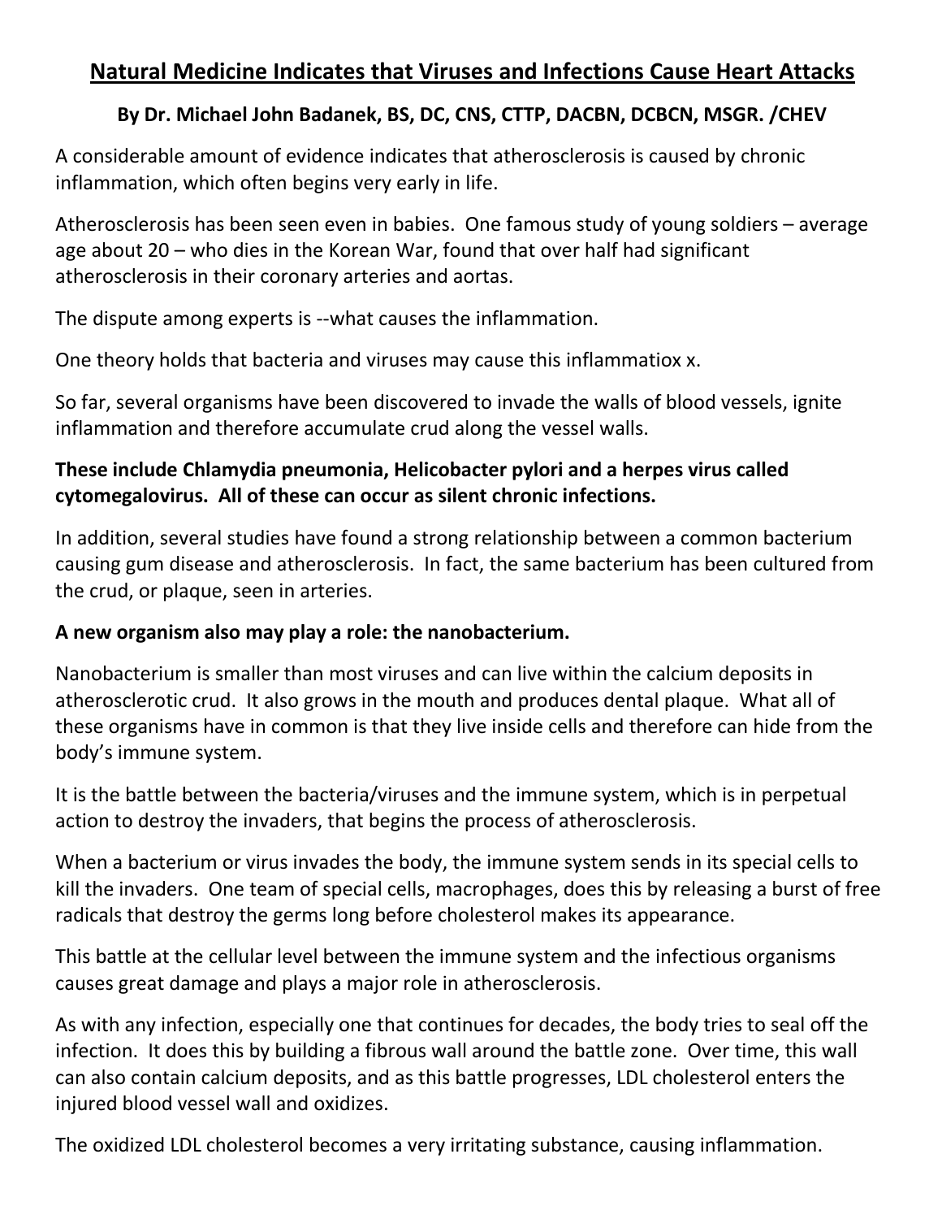# Natural Medicine Indicates that Viruses and Infections Cause Heart Attacks

**By Dr. Michael John Badanek, BS, DC, CNS, CTTP, DACBN, DCBCN, MSGR. /CHEV**

A considerable amount of evidence indicates that atherosclerosis is caused by chronic inflammation, which often begins very early in life.

Atherosclerosis has been seen even in babies. One famous study of young soldiers – average age about 20 – who dies in the Korean War, found that over half had significant atherosclerosis in their coronary arteries and aortas.

The dispute among experts is --what causes the inflammation.

One theory holds that bacteria and viruses may cause this inflammatiox x.

So far, several organisms have been discovered to invade the walls of blood vessels, ignite inflammation and therefore accumulate crud along the vessel walls.

**These include Chlamydia pneumonia, Helicobacter pylori and a herpes virus called cytomegalovirus. All of these can occur as silent chronic infections.**

In addition, several studies have found a strong relationship between a common bacterium causing gum disease and atherosclerosis. In fact, the same bacterium has been cultured from the crud, or plaque, seen in arteries.

**A new organism also may play a role: the nanobacterium.**

Nanobacterium is smaller than most viruses and can live within the calcium deposits in atherosclerotic crud. It also grows in the mouth and produces dental plaque. What all of these organisms have in common is that they live inside cells and therefore can hide from the body's immune system.

It is the battle between the bacteria/viruses and the immune system, which is in perpetual action to destroy the invaders, that begins the process of atherosclerosis.

When a bacterium or virus invades the body, the immune system sends in its special cells to kill the invaders. One team of special cells, macrophages, does this by releasing a burst of free radicals that destroy the germs long before cholesterol makes its appearance.

This battle at the cellular level between the immune system and the infectious organisms causes great damage and plays a major role in atherosclerosis.

As with any infection, especially one that continues for decades, the body tries to seal off the infection. It does this by building a fibrous wall around the battle zone. Over time, this wall can also contain calcium deposits, and as this battle progresses, LDL cholesterol enters the injured blood vessel wall and oxidizes.

The oxidized LDL cholesterol becomes a very irritating substance, causing inflammation.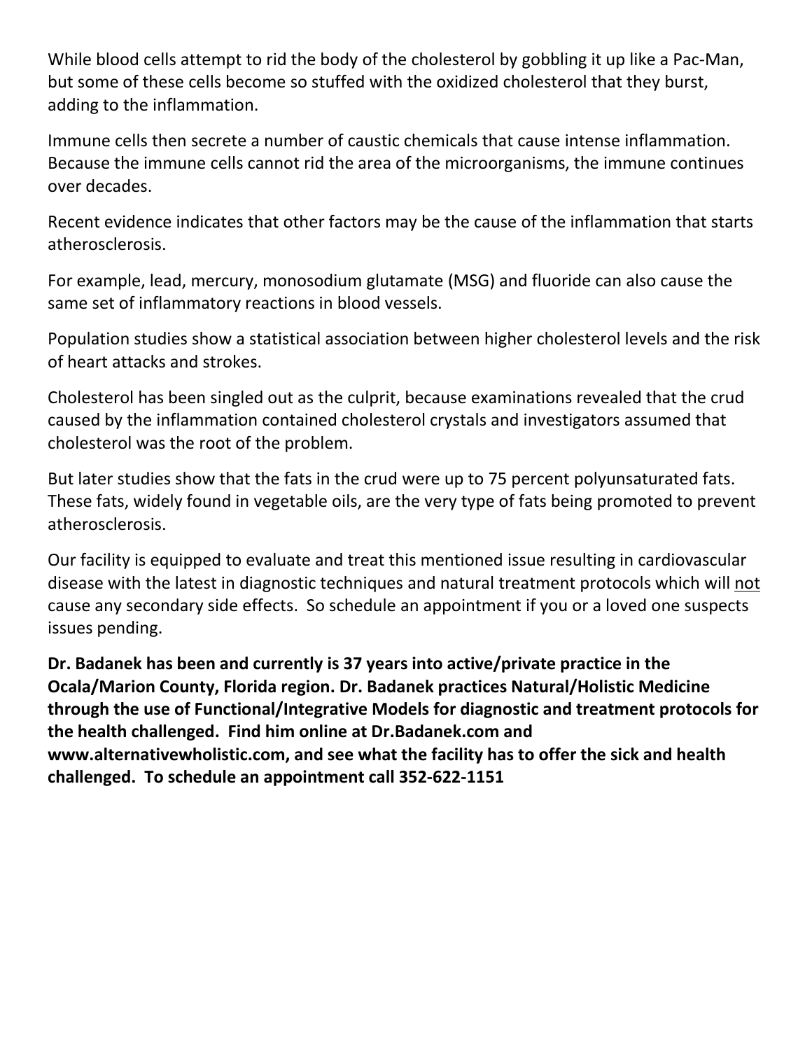While blood cells attempt to rid the body of the cholesterol by gobbling it up like a Pac-Man, but some of these cells become so stuffed with the oxidized cholesterol that they burst, adding to the inflammation.

Immune cells then secrete a number of caustic chemicals that cause intense inflammation. Because the immune cells cannot rid the area of the microorganisms, the immune continues over decades.

Recent evidence indicates that other factors may be the cause of the inflammation that starts atherosclerosis.

For example, lead, mercury, monosodium glutamate (MSG) and fluoride can also cause the same set of inflammatory reactions in blood vessels.

Population studies show a statistical association between higher cholesterol levels and the risk of heart attacks and strokes.

Cholesterol has been singled out as the culprit, because examinations revealed that the crud caused by the inflammation contained cholesterol crystals and investigators assumed that cholesterol was the root of the problem.

But later studies show that the fats in the crud were up to 75 percent polyunsaturated fats. These fats, widely found in vegetable oils, are the very type of fats being promoted to prevent atherosclerosis.

Our facility is equipped to evaluate and treat this mentioned issue resulting in cardiovascular disease with the latest in diagnostic techniques and natural treatment protocols which will <u>not</u> cause any secondary side effects. So schedule an appointment if you or a loved one suspects issues pending.

**Dr. Badanek has been and currently is 37 years into active/private practice in the Ocala/Marion County, Florida region. Dr. Badanek practices Natural/Holistic Medicine through the use of Functional/Integrative Models for diagnostic and treatment protocols for the health challenged. Find him online at Dr.Badanek.com and www.alternativewholistic.com, and see what the facility has to offer the sick and health challenged. To schedule an appointment call 352-622-1151**